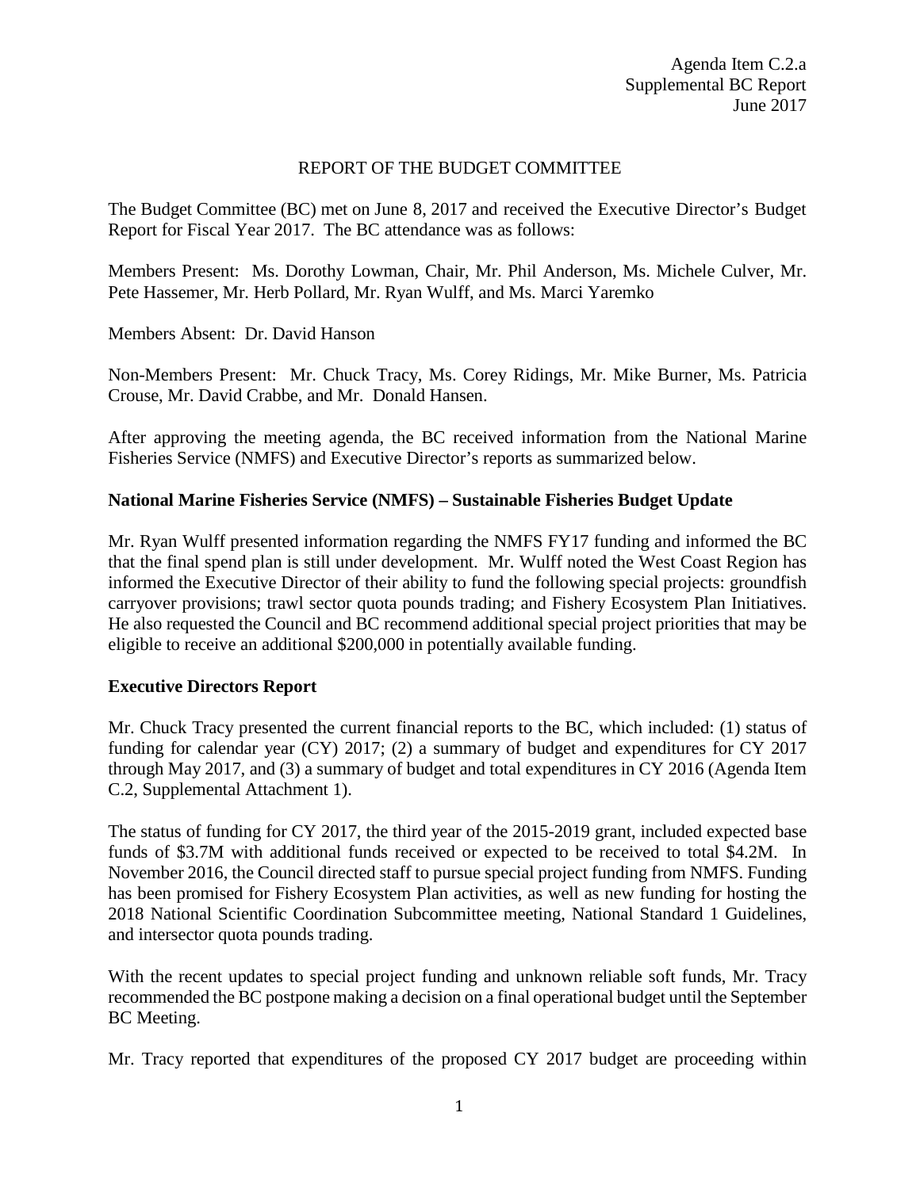Agenda Item C.2.a
Supplemental BC Report
June 2017

# REPORT OF THE BUDGET COMMITTEE

The Budget Committee (BC) met on June 8, 2017 and received the Executive Director's Budget Report for Fiscal Year 2017. The BC attendance was as follows:

Members Present: Ms. Dorothy Lowman, Chair, Mr. Phil Anderson, Ms. Michele Culver, Mr. Pete Hassemer, Mr. Herb Pollard, Mr. Ryan Wulff, and Ms. Marci Yaremko

Members Absent: Dr. David Hanson

Non-Members Present: Mr. Chuck Tracy, Ms. Corey Ridings, Mr. Mike Burner, Ms. Patricia Crouse, Mr. David Crabbe, and Mr. Donald Hansen.

After approving the meeting agenda, the BC received information from the National Marine Fisheries Service (NMFS) and Executive Director's reports as summarized below.

## National Marine Fisheries Service (NMFS) – Sustainable Fisheries Budget Update

Mr. Ryan Wulff presented information regarding the NMFS FY17 funding and informed the BC that the final spend plan is still under development. Mr. Wulff noted the West Coast Region has informed the Executive Director of their ability to fund the following special projects: groundfish carryover provisions; trawl sector quota pounds trading; and Fishery Ecosystem Plan Initiatives. He also requested the Council and BC recommend additional special project priorities that may be eligible to receive an additional $200,000 in potentially available funding.

## Executive Directors Report

Mr. Chuck Tracy presented the current financial reports to the BC, which included: (1) status of funding for calendar year (CY) 2017; (2) a summary of budget and expenditures for CY 2017 through May 2017, and (3) a summary of budget and total expenditures in CY 2016 (Agenda Item C.2, Supplemental Attachment 1).

The status of funding for CY 2017, the third year of the 2015-2019 grant, included expected base funds of $3.7M with additional funds received or expected to be received to total $4.2M. In November 2016, the Council directed staff to pursue special project funding from NMFS. Funding has been promised for Fishery Ecosystem Plan activities, as well as new funding for hosting the 2018 National Scientific Coordination Subcommittee meeting, National Standard 1 Guidelines, and intersector quota pounds trading.

With the recent updates to special project funding and unknown reliable soft funds, Mr. Tracy recommended the BC postpone making a decision on a final operational budget until the September BC Meeting.

Mr. Tracy reported that expenditures of the proposed CY 2017 budget are proceeding within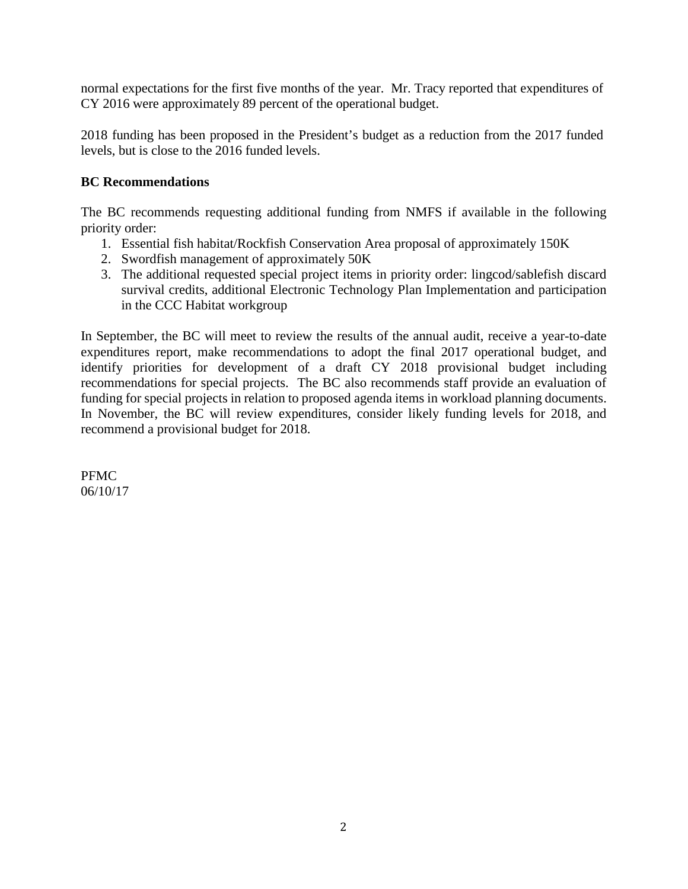normal expectations for the first five months of the year. Mr. Tracy reported that expenditures of CY 2016 were approximately 89 percent of the operational budget.

2018 funding has been proposed in the President's budget as a reduction from the 2017 funded levels, but is close to the 2016 funded levels.

**BC Recommendations**

The BC recommends requesting additional funding from NMFS if available in the following priority order:

1. Essential fish habitat/Rockfish Conservation Area proposal of approximately 150K
2. Swordfish management of approximately 50K
3. The additional requested special project items in priority order: lingcod/sablefish discard survival credits, additional Electronic Technology Plan Implementation and participation in the CCC Habitat workgroup

In September, the BC will meet to review the results of the annual audit, receive a year-to-date expenditures report, make recommendations to adopt the final 2017 operational budget, and identify priorities for development of a draft CY 2018 provisional budget including recommendations for special projects. The BC also recommends staff provide an evaluation of funding for special projects in relation to proposed agenda items in workload planning documents. In November, the BC will review expenditures, consider likely funding levels for 2018, and recommend a provisional budget for 2018.

PFMC
06/10/17